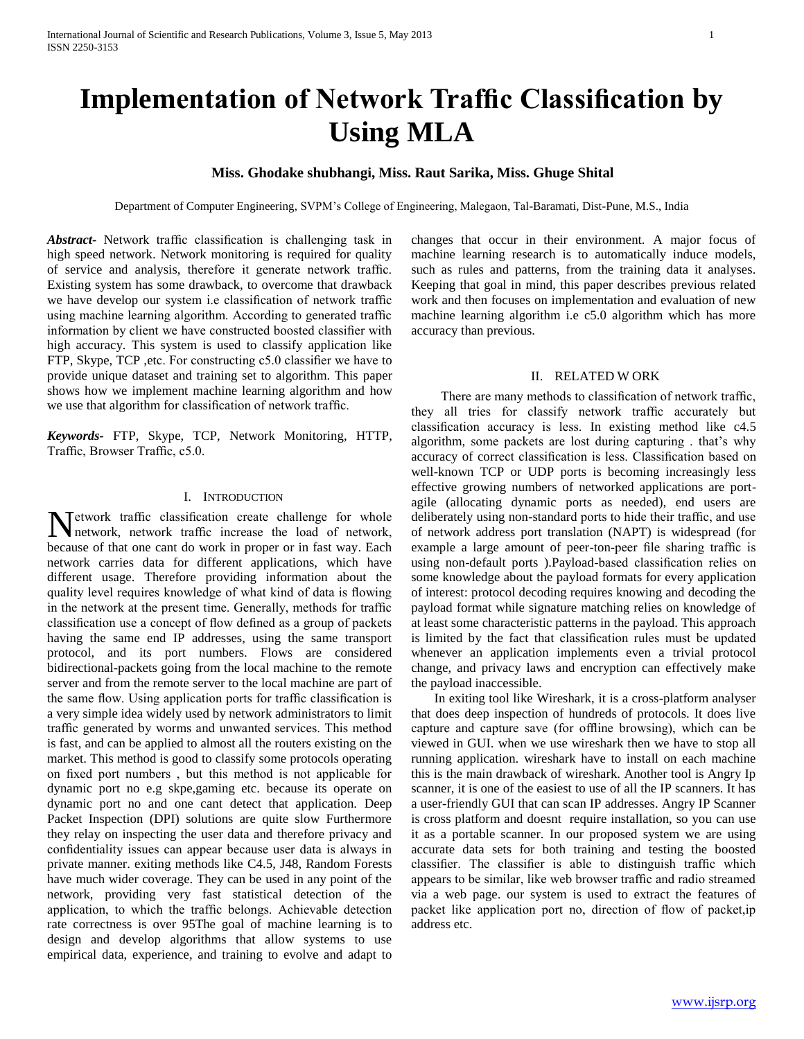# Implementation of Network Traffic Classification by Using MLA

**Miss. Ghodake shubhangi, Miss. Raut Sarika, Miss. Ghuge Shital**

Department of Computer Engineering, SVPM's College of Engineering, Malegaon, Tal-Baramati, Dist-Pune, M.S., India

***Abstract***- Network traffic classification is challenging task in high speed network. Network monitoring is required for quality of service and analysis, therefore it generate network traffic. Existing system has some drawback, to overcome that drawback we have develop our system i.e classification of network traffic using machine learning algorithm. According to generated traffic information by client we have constructed boosted classifier with high accuracy. This system is used to classify application like FTP, Skype, TCP ,etc. For constructing c5.0 classifier we have to provide unique dataset and training set to algorithm. This paper shows how we implement machine learning algorithm and how we use that algorithm for classification of network traffic.

***Keywords***- FTP, Skype, TCP, Network Monitoring, HTTP, Traffic, Browser Traffic, c5.0.

## I. Introduction

Network traffic classification create challenge for whole network, network traffic increase the load of network, because of that one cant do work in proper or in fast way. Each network carries data for different applications, which have different usage. Therefore providing information about the quality level requires knowledge of what kind of data is flowing in the network at the present time. Generally, methods for traffic classification use a concept of flow defined as a group of packets having the same end IP addresses, using the same transport protocol, and its port numbers. Flows are considered bidirectional-packets going from the local machine to the remote server and from the remote server to the local machine are part of the same flow. Using application ports for traffic classification is a very simple idea widely used by network administrators to limit traffic generated by worms and unwanted services. This method is fast, and can be applied to almost all the routers existing on the market. This method is good to classify some protocols operating on fixed port numbers , but this method is not applicable for dynamic port no e.g skpe,gaming etc. because its operate on dynamic port no and one cant detect that application. Deep Packet Inspection (DPI) solutions are quite slow Furthermore they relay on inspecting the user data and therefore privacy and confidentiality issues can appear because user data is always in private manner. exiting methods like C4.5, J48, Random Forests have much wider coverage. They can be used in any point of the network, providing very fast statistical detection of the application, to which the traffic belongs. Achievable detection rate correctness is over 95The goal of machine learning is to design and develop algorithms that allow systems to use empirical data, experience, and training to evolve and adapt to changes that occur in their environment. A major focus of machine learning research is to automatically induce models, such as rules and patterns, from the training data it analyses. Keeping that goal in mind, this paper describes previous related work and then focuses on implementation and evaluation of new machine learning algorithm i.e c5.0 algorithm which has more accuracy than previous.

## II. Related W ork

There are many methods to classification of network traffic, they all tries for classify network traffic accurately but classification accuracy is less. In existing method like c4.5 algorithm, some packets are lost during capturing . that's why accuracy of correct classification is less. Classification based on well-known TCP or UDP ports is becoming increasingly less effective growing numbers of networked applications are port-agile (allocating dynamic ports as needed), end users are deliberately using non-standard ports to hide their traffic, and use of network address port translation (NAPT) is widespread (for example a large amount of peer-ton-peer file sharing traffic is using non-default ports ).Payload-based classification relies on some knowledge about the payload formats for every application of interest: protocol decoding requires knowing and decoding the payload format while signature matching relies on knowledge of at least some characteristic patterns in the payload. This approach is limited by the fact that classification rules must be updated whenever an application implements even a trivial protocol change, and privacy laws and encryption can effectively make the payload inaccessible.

In exiting tool like Wireshark, it is a cross-platform analyser that does deep inspection of hundreds of protocols. It does live capture and capture save (for offline browsing), which can be viewed in GUI. when we use wireshark then we have to stop all running application. wireshark have to install on each machine this is the main drawback of wireshark. Another tool is Angry Ip scanner, it is one of the easiest to use of all the IP scanners. It has a user-friendly GUI that can scan IP addresses. Angry IP Scanner is cross platform and doesnt require installation, so you can use it as a portable scanner. In our proposed system we are using accurate data sets for both training and testing the boosted classifier. The classifier is able to distinguish traffic which appears to be similar, like web browser traffic and radio streamed via a web page. our system is used to extract the features of packet like application port no, direction of flow of packet,ip address etc.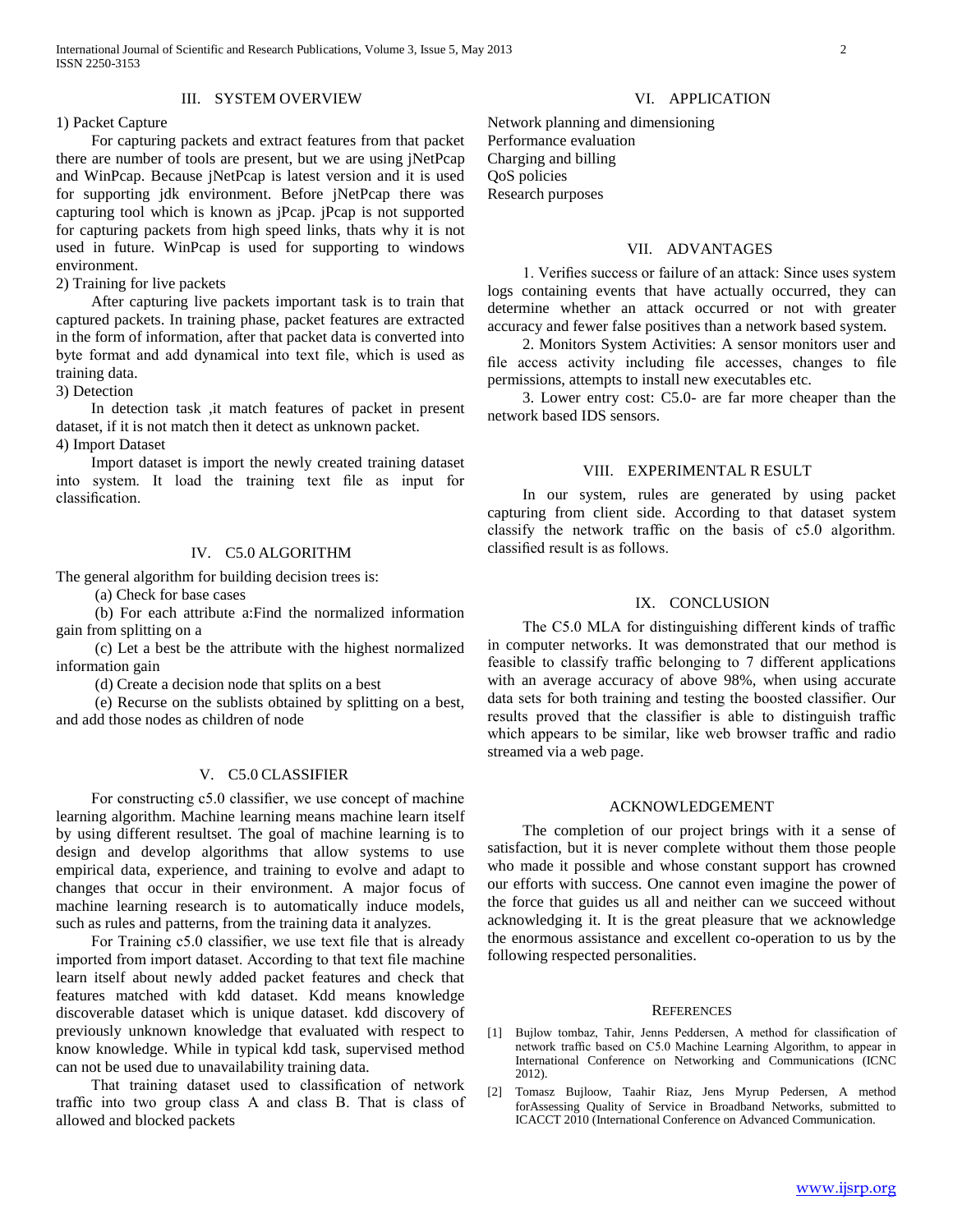## III. SYSTEM OVERVIEW

1) Packet Capture

For capturing packets and extract features from that packet there are number of tools are present, but we are using jNetPcap and WinPcap. Because jNetPcap is latest version and it is used for supporting jdk environment. Before jNetPcap there was capturing tool which is known as jPcap. jPcap is not supported for capturing packets from high speed links, thats why it is not used in future. WinPcap is used for supporting to windows environment.

2) Training for live packets

After capturing live packets important task is to train that captured packets. In training phase, packet features are extracted in the form of information, after that packet data is converted into byte format and add dynamical into text file, which is used as training data.

3) Detection

In detection task ,it match features of packet in present dataset, if it is not match then it detect as unknown packet.

4) Import Dataset

Import dataset is import the newly created training dataset into system. It load the training text file as input for classification.

## IV. C5.0 ALGORITHM

The general algorithm for building decision trees is:

(a) Check for base cases

(b) For each attribute a:Find the normalized information gain from splitting on a

(c) Let a best be the attribute with the highest normalized information gain

(d) Create a decision node that splits on a best

(e) Recurse on the sublists obtained by splitting on a best, and add those nodes as children of node

## V. C5.0 CLASSIFIER

For constructing c5.0 classifier, we use concept of machine learning algorithm. Machine learning means machine learn itself by using different resultset. The goal of machine learning is to design and develop algorithms that allow systems to use empirical data, experience, and training to evolve and adapt to changes that occur in their environment. A major focus of machine learning research is to automatically induce models, such as rules and patterns, from the training data it analyzes.

For Training c5.0 classifier, we use text file that is already imported from import dataset. According to that text file machine learn itself about newly added packet features and check that features matched with kdd dataset. Kdd means knowledge discoverable dataset which is unique dataset. kdd discovery of previously unknown knowledge that evaluated with respect to know knowledge. While in typical kdd task, supervised method can not be used due to unavailability training data.

That training dataset used to classification of network traffic into two group class A and class B. That is class of allowed and blocked packets

## VI. APPLICATION

Network planning and dimensioning
Performance evaluation
Charging and billing
QoS policies
Research purposes

## VII. ADVANTAGES

1. Verifies success or failure of an attack: Since uses system logs containing events that have actually occurred, they can determine whether an attack occurred or not with greater accuracy and fewer false positives than a network based system.

2. Monitors System Activities: A sensor monitors user and file access activity including file accesses, changes to file permissions, attempts to install new executables etc.

3. Lower entry cost: C5.0- are far more cheaper than the network based IDS sensors.

## VIII. EXPERIMENTAL R ESULT

In our system, rules are generated by using packet capturing from client side. According to that dataset system classify the network traffic on the basis of c5.0 algorithm. classified result is as follows.

## IX. CONCLUSION

The C5.0 MLA for distinguishing different kinds of traffic in computer networks. It was demonstrated that our method is feasible to classify traffic belonging to 7 different applications with an average accuracy of above 98%, when using accurate data sets for both training and testing the boosted classifier. Our results proved that the classifier is able to distinguish traffic which appears to be similar, like web browser traffic and radio streamed via a web page.

## ACKNOWLEDGEMENT

The completion of our project brings with it a sense of satisfaction, but it is never complete without them those people who made it possible and whose constant support has crowned our efforts with success. One cannot even imagine the power of the force that guides us all and neither can we succeed without acknowledging it. It is the great pleasure that we acknowledge the enormous assistance and excellent co-operation to us by the following respected personalities.

## REFERENCES

[1] Bujlow tombaz, Tahir, Jenns Peddersen, A method for classification of network traffic based on C5.0 Machine Learning Algorithm, to appear in International Conference on Networking and Communications (ICNC 2012).

[2] Tomasz Bujloow, Taahir Riaz, Jens Myrup Pedersen, A method forAssessing Quality of Service in Broadband Networks, submitted to ICACCT 2010 (International Conference on Advanced Communication.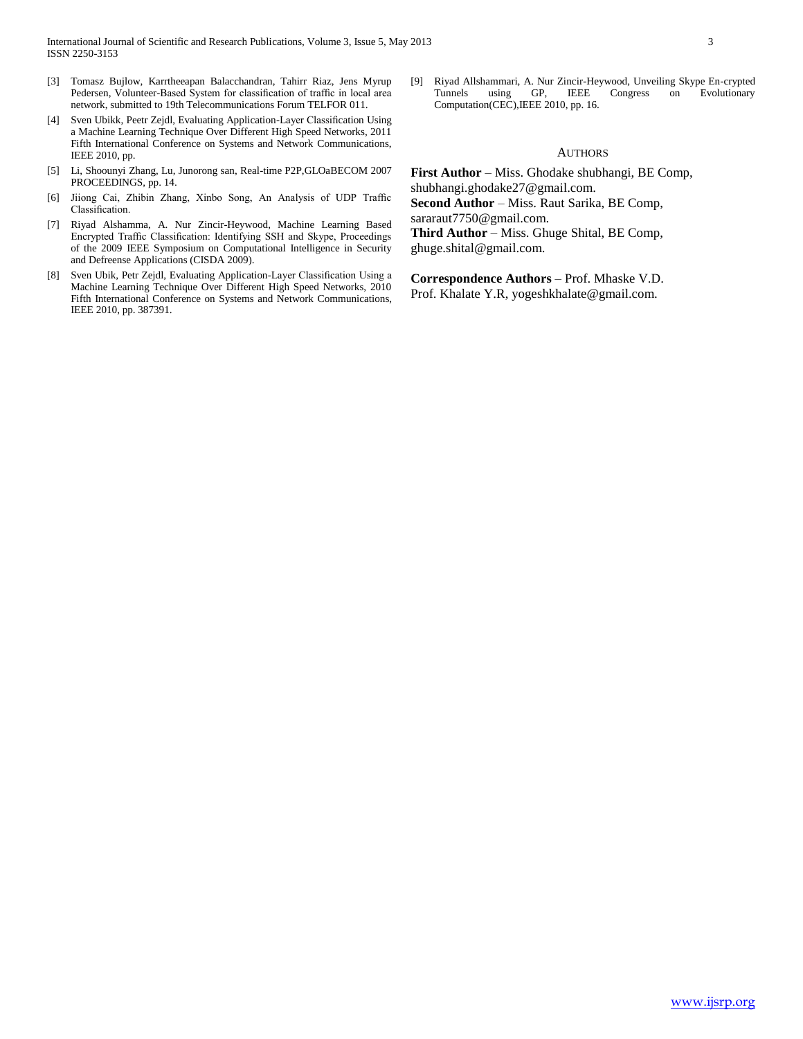[3] Tomasz Bujlow, Karrtheeapan Balacchandran, Tahirr Riaz, Jens Myrup Pedersen, Volunteer-Based System for classification of traffic in local area network, submitted to 19th Telecommunications Forum TELFOR 011.

[4] Sven Ubikk, Peetr Zejdl, Evaluating Application-Layer Classification Using a Machine Learning Technique Over Different High Speed Networks, 2011 Fifth International Conference on Systems and Network Communications, IEEE 2010, pp.

[5] Li, Shoounyi Zhang, Lu, Junorong san, Real-time P2P,GLOaBECOM 2007 PROCEEDINGS, pp. 14.

[6] Jiiong Cai, Zhibin Zhang, Xinbo Song, An Analysis of UDP Traffic Classification.

[7] Riyad Alshamma, A. Nur Zincir-Heywood, Machine Learning Based Encrypted Traffic Classification: Identifying SSH and Skype, Proceedings of the 2009 IEEE Symposium on Computational Intelligence in Security and Defreense Applications (CISDA 2009).

[8] Sven Ubik, Petr Zejdl, Evaluating Application-Layer Classification Using a Machine Learning Technique Over Different High Speed Networks, 2010 Fifth International Conference on Systems and Network Communications, IEEE 2010, pp. 387391.

[9] Riyad Allshammari, A. Nur Zincir-Heywood, Unveiling Skype En-crypted Tunnels using GP, IEEE Congress on Evolutionary Computation(CEC),IEEE 2010, pp. 16.

## Authors

**First Author** – Miss. Ghodake shubhangi, BE Comp, shubhangi.ghodake27@gmail.com.

**Second Author** – Miss. Raut Sarika, BE Comp, sararaut7750@gmail.com.

**Third Author** – Miss. Ghuge Shital, BE Comp, ghuge.shital@gmail.com.

**Correspondence Authors** – Prof. Mhaske V.D. Prof. Khalate Y.R, yogeshkhalate@gmail.com.